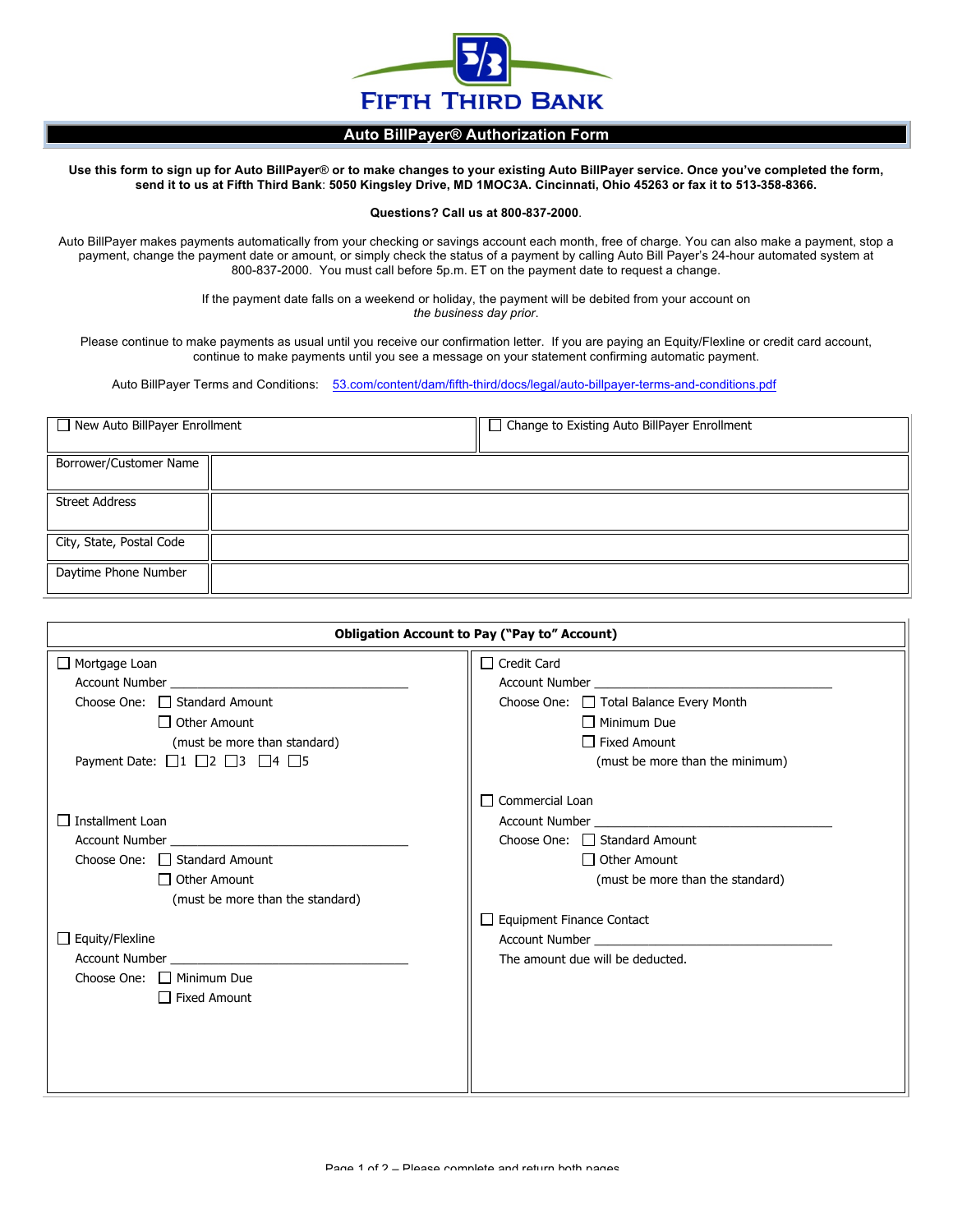# FIFTH THIRD BANK

## Auto BillPayer® Authorization Form

**Use this form to sign up for Auto BillPayer® or to make changes to your existing Auto BillPayer service. Once you've completed the form, send it to us at Fifth Third Bank: 5050 Kingsley Drive, MD 1MOC3A. Cincinnati, Ohio 45263 or fax it to 513-358-8366.**

**Questions? Call us at 800-837-2000**.

Auto BillPayer makes payments automatically from your checking or savings account each month, free of charge. You can also make a payment, stop a payment, change the payment date or amount, or simply check the status of a payment by calling Auto Bill Payer's 24-hour automated system at 800-837-2000. You must call before 5p.m. ET on the payment date to request a change.

If the payment date falls on a weekend or holiday, the payment will be debited from your account on *the business day prior*.

Please continue to make payments as usual until you receive our confirmation letter. If you are paying an Equity/Flexline or credit card account, continue to make payments until you see a message on your statement confirming automatic payment.

Auto BillPayer Terms and Conditions: 53.com/content/dam/fifth-third/docs/legal/auto-billpayer-terms-and-conditions.pdf

| ☐ New Auto BillPayer Enrollment | ☐ Change to Existing Auto BillPayer Enrollment |
|---|---|
| Borrower/Customer Name | |
| Street Address | |
| City, State, Postal Code | |
| Daytime Phone Number | |

### Obligation Account to Pay ("Pay to" Account)

☐ Mortgage Loan
Account Number ___________________________
Choose One: ☐ Standard Amount
☐ Other Amount
(must be more than standard)
Payment Date: ☐1 ☐2 ☐3 ☐4 ☐5

☐ Installment Loan
Account Number ___________________________
Choose One: ☐ Standard Amount
☐ Other Amount
(must be more than the standard)

☐ Equity/Flexline
Account Number ___________________________
Choose One: ☐ Minimum Due
☐ Fixed Amount

☐ Credit Card
Account Number ___________________________
Choose One: ☐ Total Balance Every Month
☐ Minimum Due
☐ Fixed Amount
(must be more than the minimum)

☐ Commercial Loan
Account Number ___________________________
Choose One: ☐ Standard Amount
☐ Other Amount
(must be more than the standard)

☐ Equipment Finance Contact
Account Number ___________________________
The amount due will be deducted.

Please complete and return both pages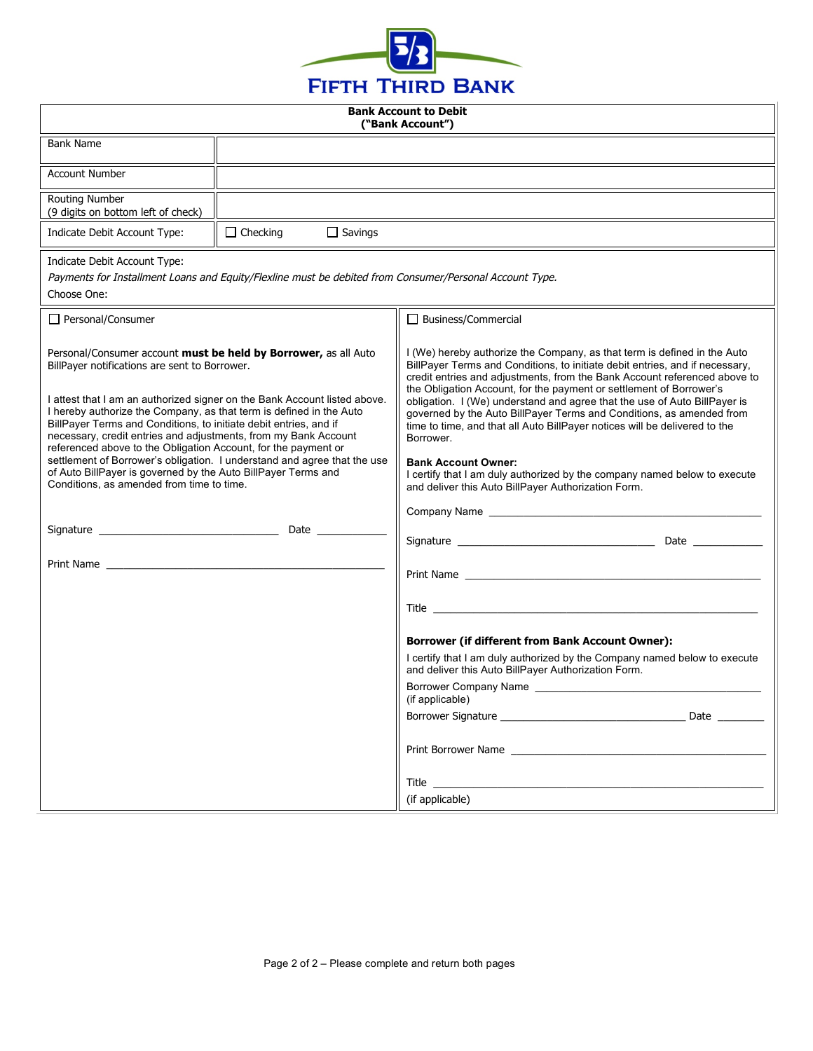FIFTH THIRD BANK

| Bank Account to Debit ("Bank Account") | |
|---|---|
| Bank Name | |
| Account Number | |
| Routing Number (9 digits on bottom left of check) | |
| Indicate Debit Account Type: | ☐ Checking ☐ Savings |

Indicate Debit Account Type:

*Payments for Installment Loans and Equity/Flexline must be debited from Consumer/Personal Account Type.*

Choose One:

☐ Personal/Consumer

Personal/Consumer account **must be held by Borrower,** as all Auto BillPayer notifications are sent to Borrower.

I attest that I am an authorized signer on the Bank Account listed above. I hereby authorize the Company, as that term is defined in the Auto BillPayer Terms and Conditions, to initiate debit entries, and if necessary, credit entries and adjustments, from my Bank Account referenced above to the Obligation Account, for the payment or settlement of Borrower's obligation. I understand and agree that the use of Auto BillPayer is governed by the Auto BillPayer Terms and Conditions, as amended from time to time.

Signature ______________________________ Date ____________

Print Name ______________________________________________

☐ Business/Commercial

I (We) hereby authorize the Company, as that term is defined in the Auto BillPayer Terms and Conditions, to initiate debit entries, and if necessary, credit entries and adjustments, from the Bank Account referenced above to the Obligation Account, for the payment or settlement of Borrower's obligation. I (We) understand and agree that the use of Auto BillPayer is governed by the Auto BillPayer Terms and Conditions, as amended from time to time, and that all Auto BillPayer notices will be delivered to the Borrower.

**Bank Account Owner:**

I certify that I am duly authorized by the company named below to execute and deliver this Auto BillPayer Authorization Form.

Company Name ______________________________________________

Signature ________________________________ Date ____________

Print Name ________________________________________________

Title ______________________________________________________

**Borrower (if different from Bank Account Owner):**

I certify that I am duly authorized by the Company named below to execute and deliver this Auto BillPayer Authorization Form.

Borrower Company Name ______________________________________
(if applicable)

Borrower Signature ______________________________ Date ________

Print Borrower Name _________________________________________

Title ______________________________________________________
(if applicable)

Please complete and return both pages